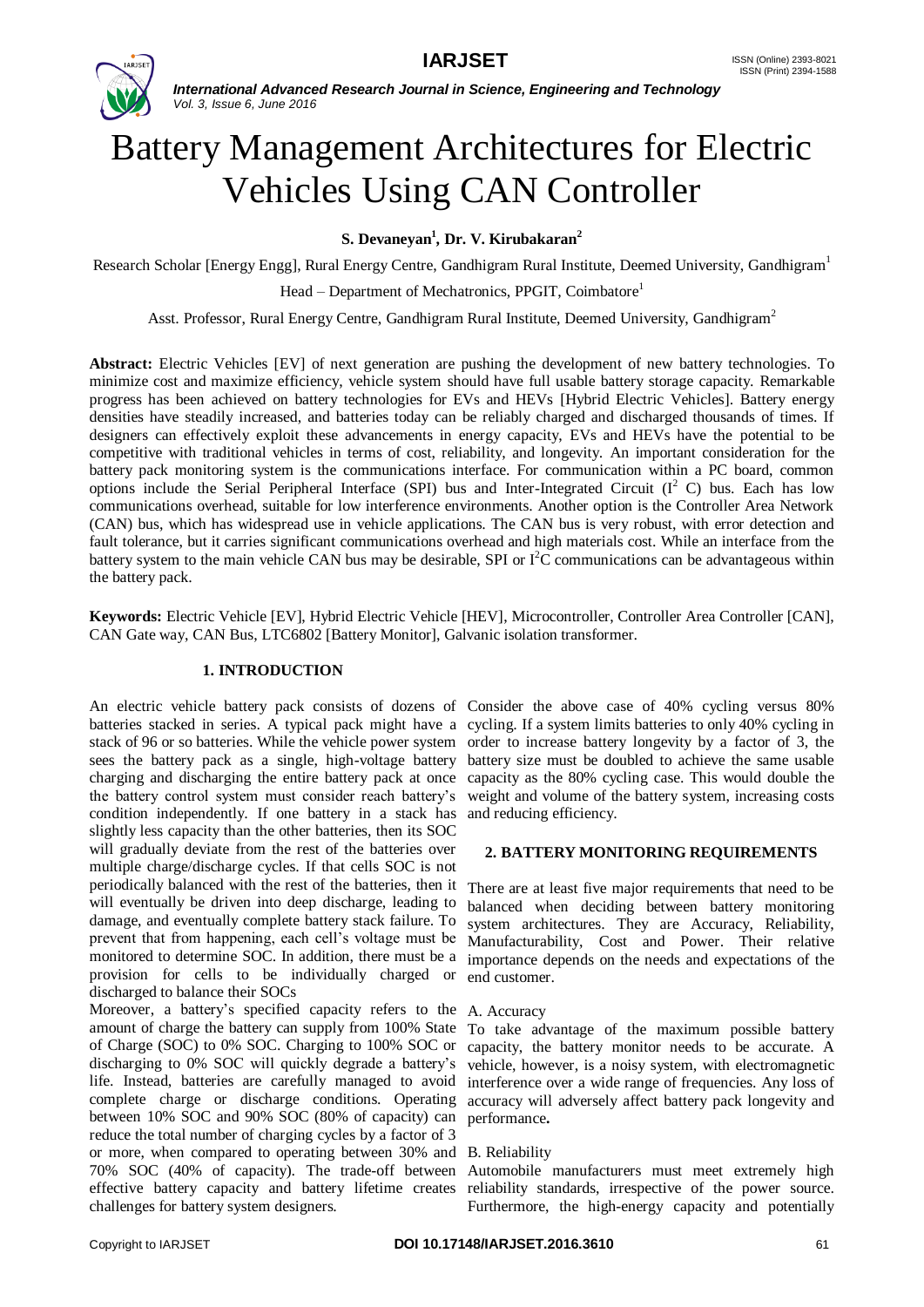# Battery Management Architectures for Electric Vehicles Using CAN Controller

**S. Devaneyan[1], Dr. V. Kirubakaran[2]**

Research Scholar [Energy Engg], Rural Energy Centre, Gandhigram Rural Institute, Deemed University, Gandhigram[1]

Head – Department of Mechatronics, PPGIT, Coimbatore[1]

Asst. Professor, Rural Energy Centre, Gandhigram Rural Institute, Deemed University, Gandhigram[2]

**Abstract:** Electric Vehicles [EV] of next generation are pushing the development of new battery technologies. To minimize cost and maximize efficiency, vehicle system should have full usable battery storage capacity. Remarkable progress has been achieved on battery technologies for EVs and HEVs [Hybrid Electric Vehicles]. Battery energy densities have steadily increased, and batteries today can be reliably charged and discharged thousands of times. If designers can effectively exploit these advancements in energy capacity, EVs and HEVs have the potential to be competitive with traditional vehicles in terms of cost, reliability, and longevity. An important consideration for the battery pack monitoring system is the communications interface. For communication within a PC board, common options include the Serial Peripheral Interface (SPI) bus and Inter-Integrated Circuit ($I^2$ C) bus. Each has low communications overhead, suitable for low interference environments. Another option is the Controller Area Network (CAN) bus, which has widespread use in vehicle applications. The CAN bus is very robust, with error detection and fault tolerance, but it carries significant communications overhead and high materials cost. While an interface from the battery system to the main vehicle CAN bus may be desirable, SPI or $I^2C$ communications can be advantageous within the battery pack.

**Keywords:** Electric Vehicle [EV], Hybrid Electric Vehicle [HEV], Microcontroller, Controller Area Controller [CAN], CAN Gate way, CAN Bus, LTC6802 [Battery Monitor], Galvanic isolation transformer.

## 1. INTRODUCTION

An electric vehicle battery pack consists of dozens of batteries stacked in series. A typical pack might have a stack of 96 or so batteries. While the vehicle power system sees the battery pack as a single, high-voltage battery charging and discharging the entire battery pack at once the battery control system must consider reach battery's condition independently. If one battery in a stack has slightly less capacity than the other batteries, then its SOC will gradually deviate from the rest of the batteries over multiple charge/discharge cycles. If that cells SOC is not periodically balanced with the rest of the batteries, then it will eventually be driven into deep discharge, leading to damage, and eventually complete battery stack failure. To prevent that from happening, each cell's voltage must be monitored to determine SOC. In addition, there must be a provision for cells to be individually charged or discharged to balance their SOCs

Moreover, a battery's specified capacity refers to the amount of charge the battery can supply from 100% State of Charge (SOC) to 0% SOC. Charging to 100% SOC or discharging to 0% SOC will quickly degrade a battery's life. Instead, batteries are carefully managed to avoid complete charge or discharge conditions. Operating between 10% SOC and 90% SOC (80% of capacity) can reduce the total number of charging cycles by a factor of 3 or more, when compared to operating between 30% and 70% SOC (40% of capacity). The trade-off between effective battery capacity and battery lifetime creates challenges for battery system designers.

Consider the above case of 40% cycling versus 80% cycling. If a system limits batteries to only 40% cycling in order to increase battery longevity by a factor of 3, the battery size must be doubled to achieve the same usable capacity as the 80% cycling case. This would double the weight and volume of the battery system, increasing costs and reducing efficiency.

## 2. BATTERY MONITORING REQUIREMENTS

There are at least five major requirements that need to be balanced when deciding between battery monitoring system architectures. They are Accuracy, Reliability, Manufacturability, Cost and Power. Their relative importance depends on the needs and expectations of the end customer.

### A. Accuracy

To take advantage of the maximum possible battery capacity, the battery monitor needs to be accurate. A vehicle, however, is a noisy system, with electromagnetic interference over a wide range of frequencies. Any loss of accuracy will adversely affect battery pack longevity and performance**.**

### B. Reliability

Automobile manufacturers must meet extremely high reliability standards, irrespective of the power source. Furthermore, the high-energy capacity and potentially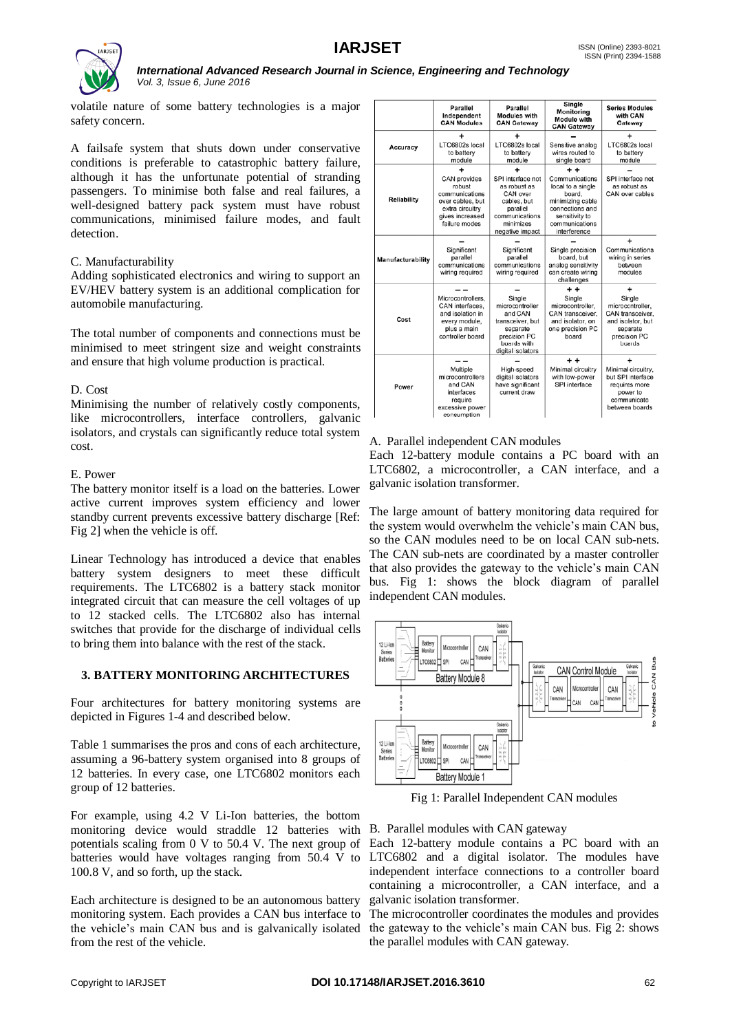volatile nature of some battery technologies is a major safety concern.

A failsafe system that shuts down under conservative conditions is preferable to catastrophic battery failure, although it has the unfortunate potential of stranding passengers. To minimise both false and real failures, a well-designed battery pack system must have robust communications, minimised failure modes, and fault detection.

C. Manufacturability

Adding sophisticated electronics and wiring to support an EV/HEV battery system is an additional complication for automobile manufacturing.

The total number of components and connections must be minimised to meet stringent size and weight constraints and ensure that high volume production is practical.

D. Cost

Minimising the number of relatively costly components, like microcontrollers, interface controllers, galvanic isolators, and crystals can significantly reduce total system cost.

E. Power

The battery monitor itself is a load on the batteries. Lower active current improves system efficiency and lower standby current prevents excessive battery discharge [Ref: Fig 2] when the vehicle is off.

Linear Technology has introduced a device that enables battery system designers to meet these difficult requirements. The LTC6802 is a battery stack monitor integrated circuit that can measure the cell voltages of up to 12 stacked cells. The LTC6802 also has internal switches that provide for the discharge of individual cells to bring them into balance with the rest of the stack.

## 3. BATTERY MONITORING ARCHITECTURES

Four architectures for battery monitoring systems are depicted in Figures 1-4 and described below.

Table 1 summarises the pros and cons of each architecture, assuming a 96-battery system organised into 8 groups of 12 batteries. In every case, one LTC6802 monitors each group of 12 batteries.

For example, using 4.2 V Li-Ion batteries, the bottom monitoring device would straddle 12 batteries with potentials scaling from 0 V to 50.4 V. The next group of batteries would have voltages ranging from 50.4 V to 100.8 V, and so forth, up the stack.

Each architecture is designed to be an autonomous battery monitoring system. Each provides a CAN bus interface to the vehicle's main CAN bus and is galvanically isolated from the rest of the vehicle.

| | Parallel Independent CAN Modules | Parallel Modules with CAN Gateway | Single Monitoring Module with CAN Gateway | Series Modules with CAN Gateway |
|---|---|---|---|---|
| Accuracy | + LTC6802s local to battery module | + LTC6802s local to battery module | – Sensitive analog wires routed to single board | + LTC6802s local to battery module |
| Reliability | + CAN provides robust communications over cables, but extra circuitry gives increased failure modes | + SPI interface not as robust as CAN over cables, but parallel communications minimizes negative impact | + + Communications local to a single board, minimizing cable connections and sensitivity to communications interference | – SPI interface not as robust as CAN over cables |
| Manufacturability | – Significant parallel communications wiring required | – Significant parallel communications wiring required | – Single precision board, but analog sensitivity can create wiring challenges | + Communications wiring in series between modules |
| Cost | – – Microcontrollers, CAN interfaces, and isolation in every module, plus a main controller board | – Single microcontroller and CAN transceiver, but separate precision PC boards with digital isolators | + + Single microcontroller, CAN transceiver, and isolator, on one precision PC board | + Single microcontroller, CAN transceiver, and isolator, but separate precision PC boards |
| Power | – – Multiple microcontrollers and CAN interfaces require excessive power consumption | – High-speed digital isolators have significant current draw | + + Minimal circuitry with low-power SPI interface | + Minimal circuitry, but SPI interface requires more power to communicate between boards |

A. Parallel independent CAN modules

Each 12-battery module contains a PC board with an LTC6802, a microcontroller, a CAN interface, and a galvanic isolation transformer.

The large amount of battery monitoring data required for the system would overwhelm the vehicle's main CAN bus, so the CAN modules need to be on local CAN sub-nets. The CAN sub-nets are coordinated by a master controller that also provides the gateway to the vehicle's main CAN bus. Fig 1: shows the block diagram of parallel independent CAN modules.

Fig 1: Parallel Independent CAN modules

B. Parallel modules with CAN gateway

Each 12-battery module contains a PC board with an LTC6802 and a digital isolator. The modules have independent interface connections to a controller board containing a microcontroller, a CAN interface, and a galvanic isolation transformer.

The microcontroller coordinates the modules and provides the gateway to the vehicle's main CAN bus. Fig 2: shows the parallel modules with CAN gateway.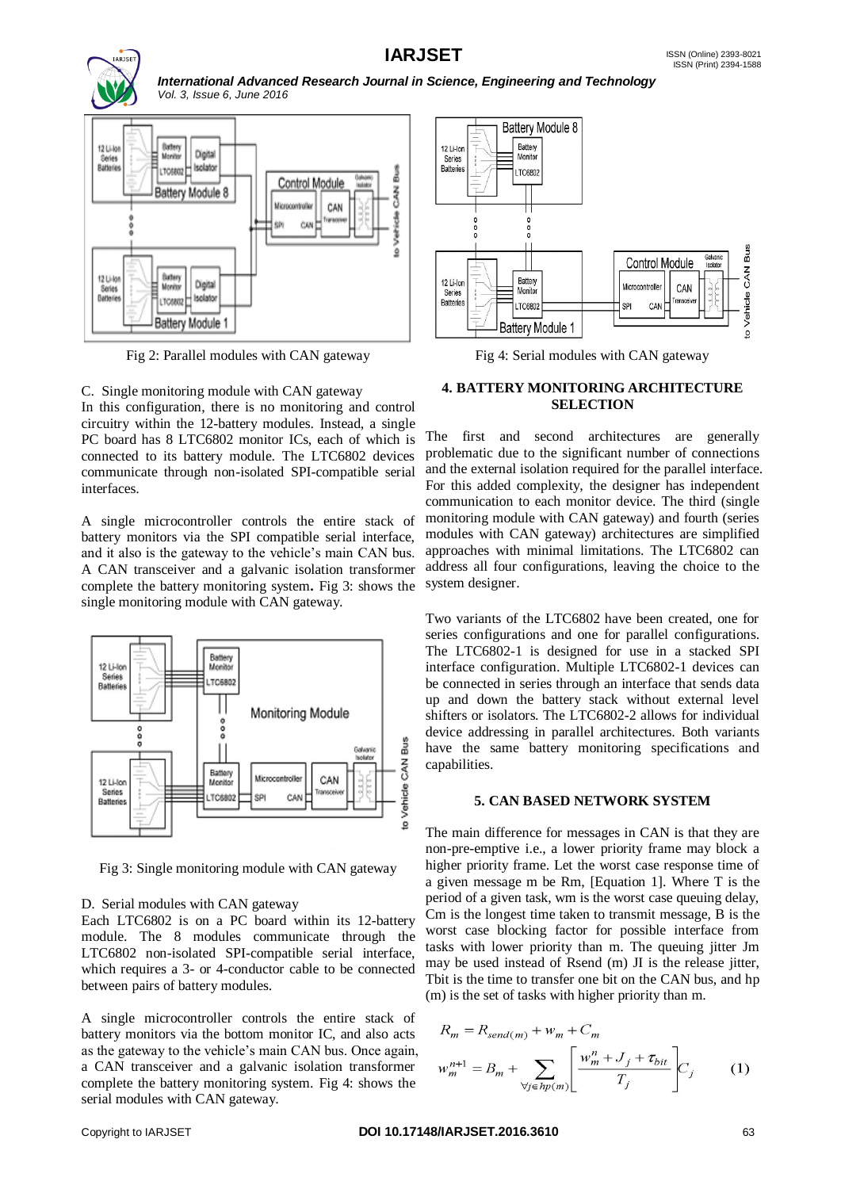Fig 2: Parallel modules with CAN gateway

C. Single monitoring module with CAN gateway

In this configuration, there is no monitoring and control circuitry within the 12-battery modules. Instead, a single PC board has 8 LTC6802 monitor ICs, each of which is connected to its battery module. The LTC6802 devices communicate through non-isolated SPI-compatible serial interfaces.

A single microcontroller controls the entire stack of battery monitors via the SPI compatible serial interface, and it also is the gateway to the vehicle's main CAN bus. A CAN transceiver and a galvanic isolation transformer complete the battery monitoring system**.** Fig 3: shows the single monitoring module with CAN gateway.

Fig 3: Single monitoring module with CAN gateway

D. Serial modules with CAN gateway

Each LTC6802 is on a PC board within its 12-battery module. The 8 modules communicate through the LTC6802 non-isolated SPI-compatible serial interface, which requires a 3- or 4-conductor cable to be connected between pairs of battery modules.

A single microcontroller controls the entire stack of battery monitors via the bottom monitor IC, and also acts as the gateway to the vehicle's main CAN bus. Once again, a CAN transceiver and a galvanic isolation transformer complete the battery monitoring system. Fig 4: shows the serial modules with CAN gateway.

Fig 4: Serial modules with CAN gateway

## 4. BATTERY MONITORING ARCHITECTURE SELECTION

The first and second architectures are generally problematic due to the significant number of connections and the external isolation required for the parallel interface. For this added complexity, the designer has independent communication to each monitor device. The third (single monitoring module with CAN gateway) and fourth (series modules with CAN gateway) architectures are simplified approaches with minimal limitations. The LTC6802 can address all four configurations, leaving the choice to the system designer.

Two variants of the LTC6802 have been created, one for series configurations and one for parallel configurations. The LTC6802-1 is designed for use in a stacked SPI interface configuration. Multiple LTC6802-1 devices can be connected in series through an interface that sends data up and down the battery stack without external level shifters or isolators. The LTC6802-2 allows for individual device addressing in parallel architectures. Both variants have the same battery monitoring specifications and capabilities.

## 5. CAN BASED NETWORK SYSTEM

The main difference for messages in CAN is that they are non-pre-emptive i.e., a lower priority frame may block a higher priority frame. Let the worst case response time of a given message m be Rm, [Equation 1]. Where T is the period of a given task, wm is the worst case queuing delay, Cm is the longest time taken to transmit message, B is the worst case blocking factor for possible interface from tasks with lower priority than m. The queuing jitter Jm may be used instead of Rsend (m) JI is the release jitter, Tbit is the time to transfer one bit on the CAN bus, and hp (m) is the set of tasks with higher priority than m.

$$R_m = R_{send(m)} + w_m + C_m$$

$$w_m^{n+1} = B_m + \sum_{\forall j \in hp(m)} \left\lceil \frac{w_m^n + J_j + \tau_{bit}}{T_j} \right\rceil C_j \qquad (1)$$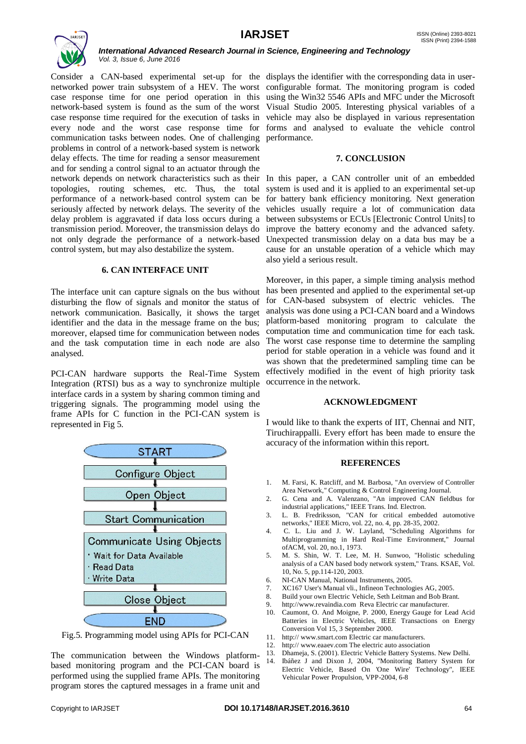Consider a CAN-based experimental set-up for the networked power train subsystem of a HEV. The worst case response time for one period operation in this network-based system is found as the sum of the worst case response time required for the execution of tasks in every node and the worst case response time for communication tasks between nodes. One of challenging problems in control of a network-based system is network delay effects. The time for reading a sensor measurement and for sending a control signal to an actuator through the network depends on network characteristics such as their topologies, routing schemes, etc. Thus, the total performance of a network-based control system can be seriously affected by network delays. The severity of the delay problem is aggravated if data loss occurs during a transmission period. Moreover, the transmission delays do not only degrade the performance of a network-based control system, but may also destabilize the system.

## 6. CAN INTERFACE UNIT

The interface unit can capture signals on the bus without disturbing the flow of signals and monitor the status of network communication. Basically, it shows the target identifier and the data in the message frame on the bus; moreover, elapsed time for communication between nodes and the task computation time in each node are also analysed.

PCI-CAN hardware supports the Real-Time System Integration (RTSI) bus as a way to synchronize multiple interface cards in a system by sharing common timing and triggering signals. The programming model using the frame APIs for C function in the PCI-CAN system is represented in Fig 5.

START

Configure Object

Open Object

Start Communication

Communicate Using Objects
- Wait for Data Available
- Read Data
- Write Data

Close Object

END

Fig.5. Programming model using APIs for PCI-CAN

The communication between the Windows platform-based monitoring program and the PCI-CAN board is performed using the supplied frame APIs. The monitoring program stores the captured messages in a frame unit and displays the identifier with the corresponding data in user-configurable format. The monitoring program is coded using the Win32 5546 APIs and MFC under the Microsoft Visual Studio 2005. Interesting physical variables of a vehicle may also be displayed in various representation forms and analysed to evaluate the vehicle control performance.

## 7. CONCLUSION

In this paper, a CAN controller unit of an embedded system is used and it is applied to an experimental set-up for battery bank efficiency monitoring. Next generation vehicles usually require a lot of communication data between subsystems or ECUs [Electronic Control Units] to improve the battery economy and the advanced safety. Unexpected transmission delay on a data bus may be a cause for an unstable operation of a vehicle which may also yield a serious result.

Moreover, in this paper, a simple timing analysis method has been presented and applied to the experimental set-up for CAN-based subsystem of electric vehicles. The analysis was done using a PCI-CAN board and a Windows platform-based monitoring program to calculate the computation time and communication time for each task. The worst case response time to determine the sampling period for stable operation in a vehicle was found and it was shown that the predetermined sampling time can be effectively modified in the event of high priority task occurrence in the network.

## ACKNOWLEDGMENT

I would like to thank the experts of IIT, Chennai and NIT, Tiruchirappalli. Every effort has been made to ensure the accuracy of the information within this report.

## REFERENCES

1. M. Farsi, K. Ratcliff, and M. Barbosa, "An overview of Controller Area Network," Computing & Control Engineering Journal.
2. G. Cena and A. Valenzano, "An improved CAN fieldbus for industrial applications," IEEE Trans. Ind. Electron.
3. L. B. Fredriksson, "CAN for critical embedded automotive networks," IEEE Micro, vol. 22, no. 4, pp. 28-35, 2002.
4. C. L. Liu and J. W. Layland, "Scheduling Algorithms for Multiprogramming in Hard Real-Time Environment," Journal ofACM, vol. 20, no.1, 1973.
5. M. S. Shin, W. T. Lee, M. H. Sunwoo, "Holistic scheduling analysis of a CAN based body network system," Trans. KSAE, Vol. 10, No. 5, pp.114-120, 2003.
6. NI-CAN Manual, National Instruments, 2005.
7. XC167 User's Manual vli., Infineon Technologies AG, 2005.
8. Build your own Electric Vehicle, Seth Leitman and Bob Brant.
9. http://www.revaindia.com Reva Electric car manufacturer.
10. Caumont, O. And Moigne, P. 2000, Energy Gauge for Lead Acid Batteries in Electric Vehicles, IEEE Transactions on Energy Conversion Vol 15, 3 September 2000.
11. http:// www.smart.com Electric car manufacturers.
12. http:// www.eaaev.com The electric auto association
13. Dhameja, S. (2001). Electric Vehicle Battery Systems. New Delhi.
14. Ibáñez J and Dixon J, 2004, "Monitoring Battery System for Electric Vehicle, Based On 'One Wire' Technology", IEEE Vehicular Power Propulsion, VPP-2004, 6-8